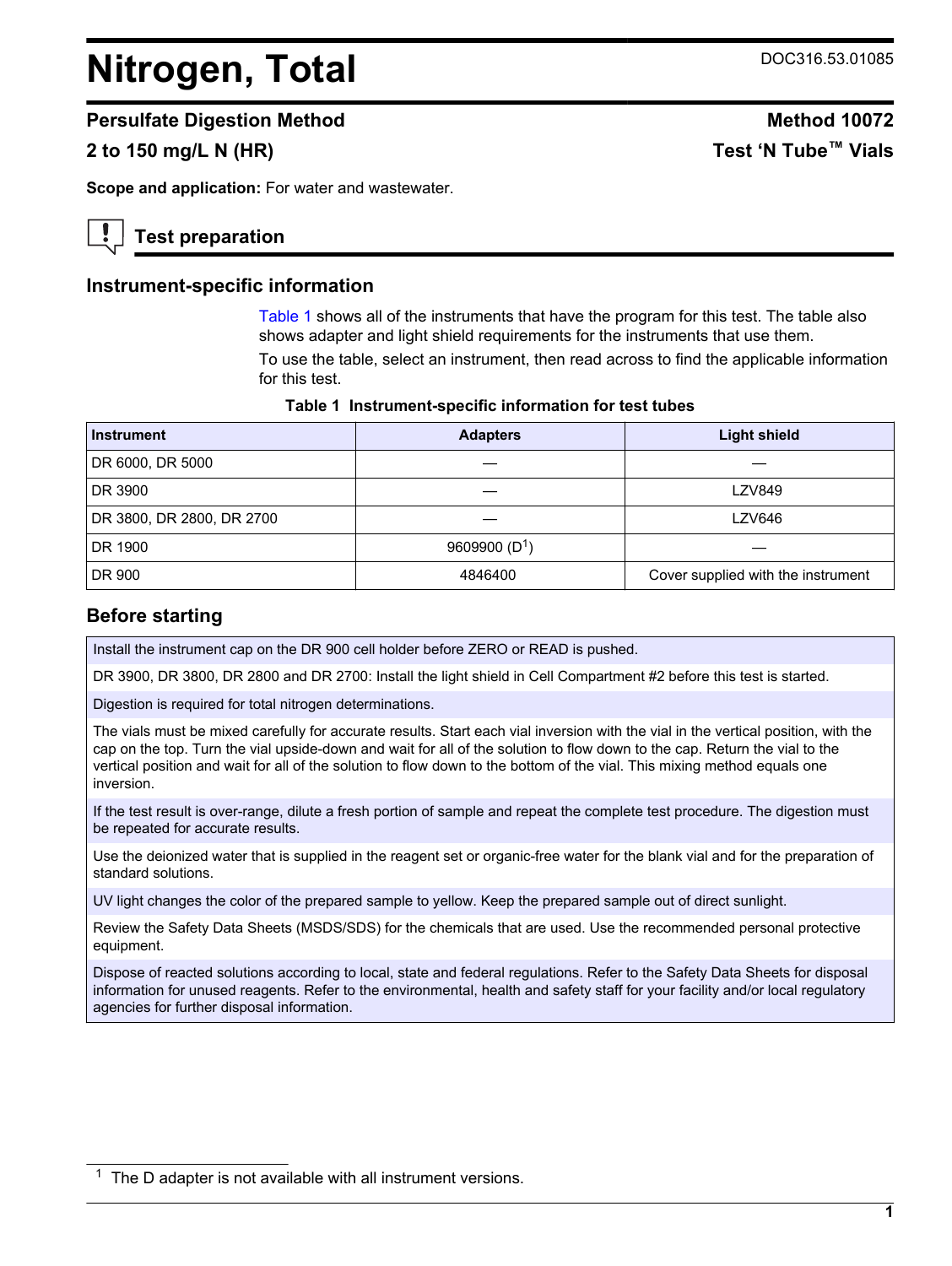# Nitrogen, Total

DOC316.53.01085

## Persulfate Digestion Method

## 2 to 150 mg/L N (HR)

**Method 10072**

**Test 'N Tube™ Vials**

**Scope and application:** For water and wastewater.

## Test preparation

### Instrument-specific information

Table 1 shows all of the instruments that have the program for this test. The table also shows adapter and light shield requirements for the instruments that use them.

To use the table, select an instrument, then read across to find the applicable information for this test.

**Table 1 Instrument-specific information for test tubes**

| Instrument | Adapters | Light shield |
| --- | --- | --- |
| DR 6000, DR 5000 | — | — |
| DR 3900 | — | LZV849 |
| DR 3800, DR 2800, DR 2700 | — | LZV646 |
| DR 1900 | 9609900 (D[1]) | — |
| DR 900 | 4846400 | Cover supplied with the instrument |

### Before starting

Install the instrument cap on the DR 900 cell holder before ZERO or READ is pushed.

DR 3900, DR 3800, DR 2800 and DR 2700: Install the light shield in Cell Compartment #2 before this test is started.

Digestion is required for total nitrogen determinations.

The vials must be mixed carefully for accurate results. Start each vial inversion with the vial in the vertical position, with the cap on the top. Turn the vial upside-down and wait for all of the solution to flow down to the cap. Return the vial to the vertical position and wait for all of the solution to flow down to the bottom of the vial. This mixing method equals one inversion.

If the test result is over-range, dilute a fresh portion of sample and repeat the complete test procedure. The digestion must be repeated for accurate results.

Use the deionized water that is supplied in the reagent set or organic-free water for the blank vial and for the preparation of standard solutions.

UV light changes the color of the prepared sample to yellow. Keep the prepared sample out of direct sunlight.

Review the Safety Data Sheets (MSDS/SDS) for the chemicals that are used. Use the recommended personal protective equipment.

Dispose of reacted solutions according to local, state and federal regulations. Refer to the Safety Data Sheets for disposal information for unused reagents. Refer to the environmental, health and safety staff for your facility and/or local regulatory agencies for further disposal information.

[1] The D adapter is not available with all instrument versions.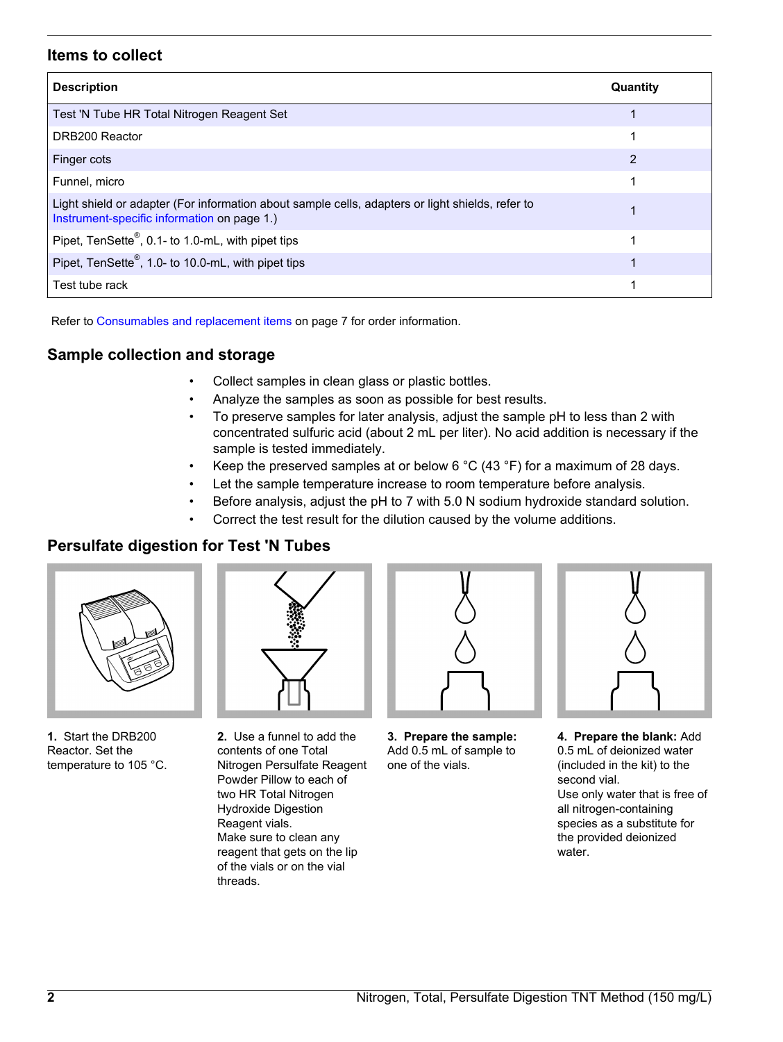## Items to collect

| Description | Quantity |
|---|---|
| Test 'N Tube HR Total Nitrogen Reagent Set | 1 |
| DRB200 Reactor | 1 |
| Finger cots | 2 |
| Funnel, micro | 1 |
| Light shield or adapter (For information about sample cells, adapters or light shields, refer to Instrument-specific information on page 1.) | 1 |
| Pipet, TenSette®, 0.1- to 1.0-mL, with pipet tips | 1 |
| Pipet, TenSette®, 1.0- to 10.0-mL, with pipet tips | 1 |
| Test tube rack | 1 |

Refer to Consumables and replacement items on page 7 for order information.

## Sample collection and storage

- Collect samples in clean glass or plastic bottles.
- Analyze the samples as soon as possible for best results.
- To preserve samples for later analysis, adjust the sample pH to less than 2 with concentrated sulfuric acid (about 2 mL per liter). No acid addition is necessary if the sample is tested immediately.
- Keep the preserved samples at or below 6 °C (43 °F) for a maximum of 28 days.
- Let the sample temperature increase to room temperature before analysis.
- Before analysis, adjust the pH to 7 with 5.0 N sodium hydroxide standard solution.
- Correct the test result for the dilution caused by the volume additions.

## Persulfate digestion for Test 'N Tubes

**1.** Start the DRB200 Reactor. Set the temperature to 105 °C.

**2.** Use a funnel to add the contents of one Total Nitrogen Persulfate Reagent Powder Pillow to each of two HR Total Nitrogen Hydroxide Digestion Reagent vials.
Make sure to clean any reagent that gets on the lip of the vials or on the vial threads.

**3. Prepare the sample:** Add 0.5 mL of sample to one of the vials.

**4. Prepare the blank:** Add 0.5 mL of deionized water (included in the kit) to the second vial.
Use only water that is free of all nitrogen-containing species as a substitute for the provided deionized water.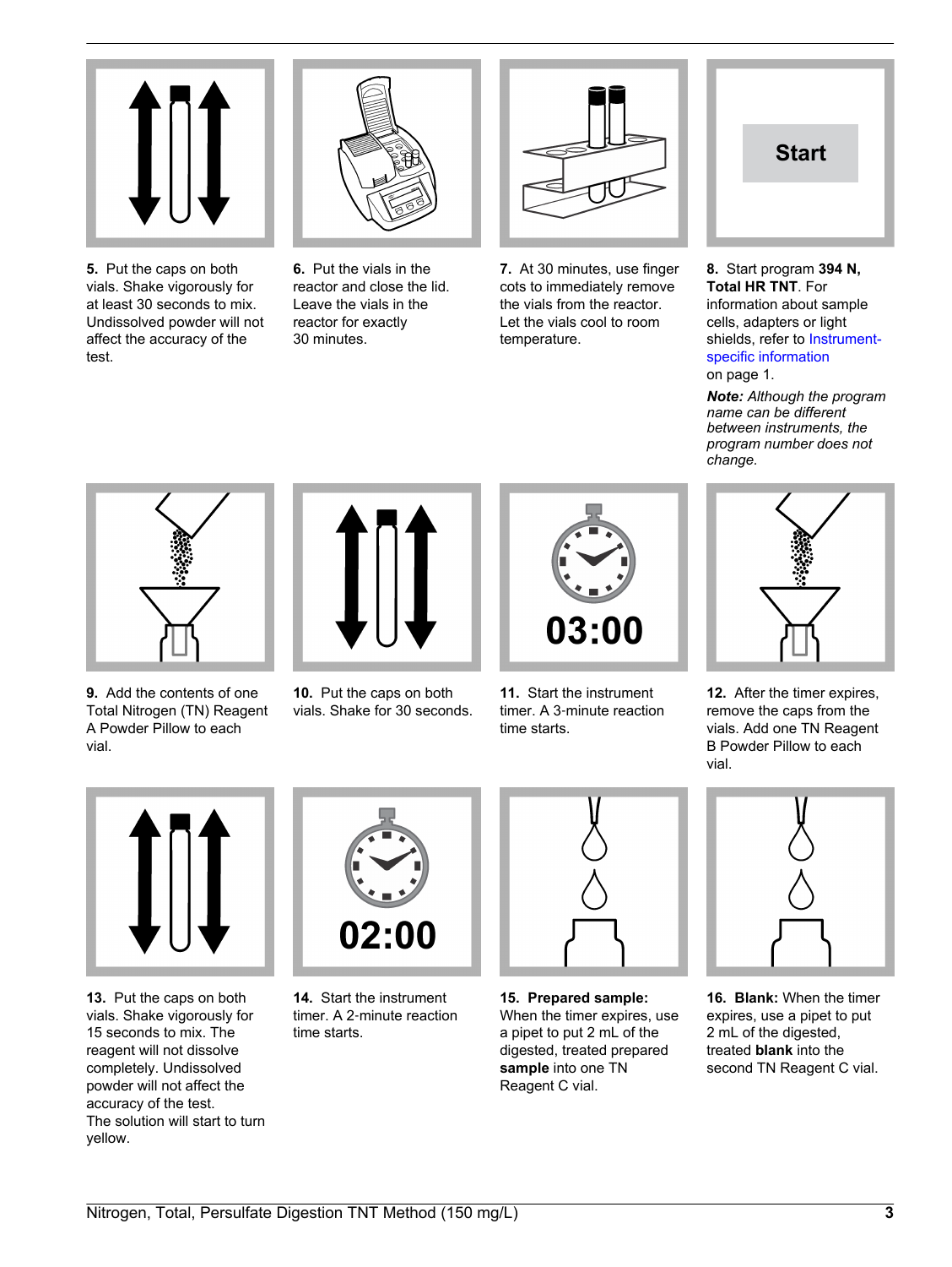**5.** Put the caps on both vials. Shake vigorously for at least 30 seconds to mix. Undissolved powder will not affect the accuracy of the test.

**6.** Put the vials in the reactor and close the lid. Leave the vials in the reactor for exactly 30 minutes.

**7.** At 30 minutes, use finger cots to immediately remove the vials from the reactor. Let the vials cool to room temperature.

**8.** Start program **394 N, Total HR TNT**. For information about sample cells, adapters or light shields, refer to Instrument-specific information on page 1.

***Note:*** *Although the program name can be different between instruments, the program number does not change.*

**9.** Add the contents of one Total Nitrogen (TN) Reagent A Powder Pillow to each vial.

**10.** Put the caps on both vials. Shake for 30 seconds.

**11.** Start the instrument timer. A 3-minute reaction time starts.

**12.** After the timer expires, remove the caps from the vials. Add one TN Reagent B Powder Pillow to each vial.

**13.** Put the caps on both vials. Shake vigorously for 15 seconds to mix. The reagent will not dissolve completely. Undissolved powder will not affect the accuracy of the test. The solution will start to turn yellow.

**14.** Start the instrument timer. A 2-minute reaction time starts.

**15. Prepared sample:** When the timer expires, use a pipet to put 2 mL of the digested, treated prepared **sample** into one TN Reagent C vial.

**16. Blank:** When the timer expires, use a pipet to put 2 mL of the digested, treated **blank** into the second TN Reagent C vial.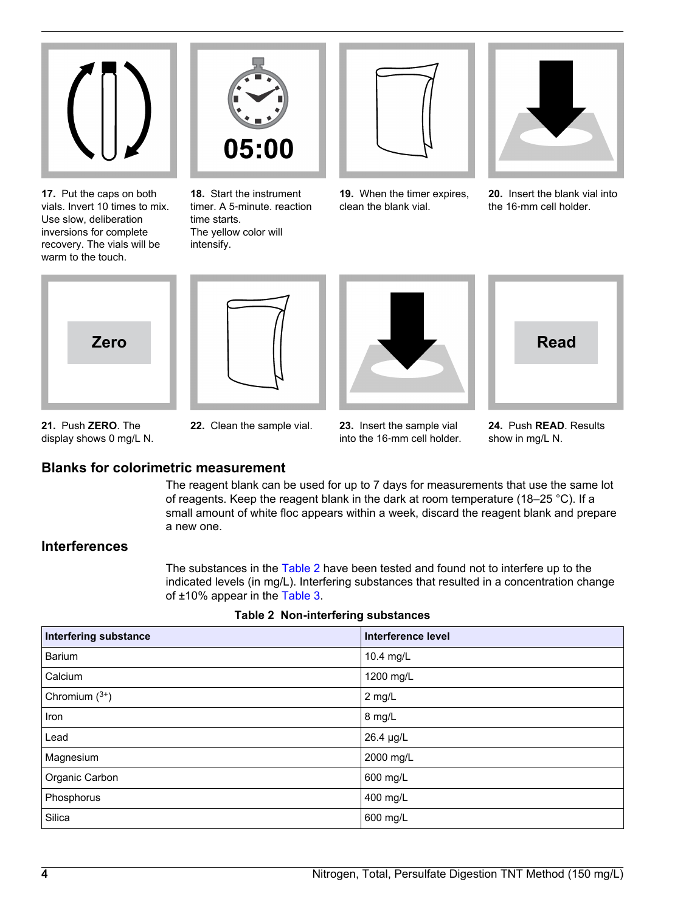**17.** Put the caps on both vials. Invert 10 times to mix. Use slow, deliberation inversions for complete recovery. The vials will be warm to the touch.

**18.** Start the instrument timer. A 5-minute. reaction time starts.
The yellow color will intensify.

**19.** When the timer expires, clean the blank vial.

**20.** Insert the blank vial into the 16-mm cell holder.

**21.** Push **ZERO**. The display shows 0 mg/L N.

**22.** Clean the sample vial.

**23.** Insert the sample vial into the 16-mm cell holder.

**24.** Push **READ**. Results show in mg/L N.

## Blanks for colorimetric measurement

The reagent blank can be used for up to 7 days for measurements that use the same lot of reagents. Keep the reagent blank in the dark at room temperature (18–25 °C). If a small amount of white floc appears within a week, discard the reagent blank and prepare a new one.

## Interferences

The substances in the Table 2 have been tested and found not to interfere up to the indicated levels (in mg/L). Interfering substances that resulted in a concentration change of ±10% appear in the Table 3.

**Table 2 Non-interfering substances**

| Interfering substance | Interference level |
|---|---|
| Barium | 10.4 mg/L |
| Calcium | 1200 mg/L |
| Chromium ($^{3+}$) | 2 mg/L |
| Iron | 8 mg/L |
| Lead | 26.4 µg/L |
| Magnesium | 2000 mg/L |
| Organic Carbon | 600 mg/L |
| Phosphorus | 400 mg/L |
| Silica | 600 mg/L |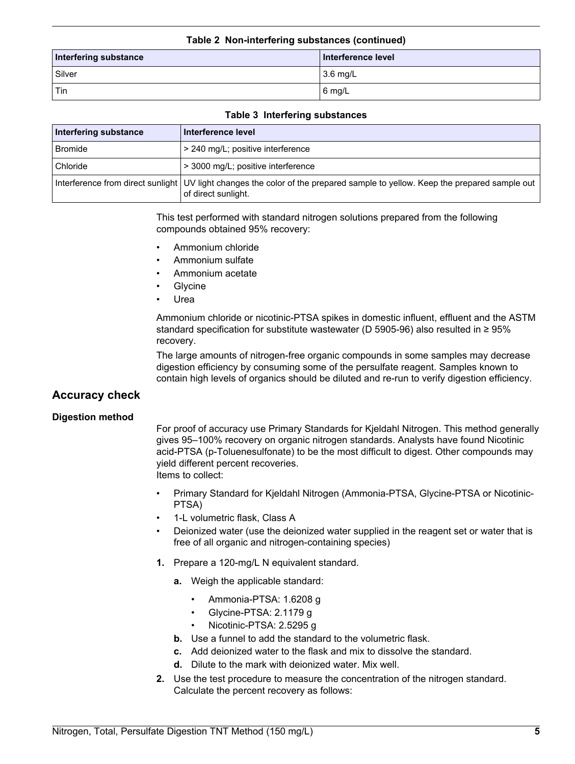**Table 2 Non-interfering substances (continued)**

| Interfering substance | Interference level |
| --- | --- |
| Silver | 3.6 mg/L |
| Tin | 6 mg/L |

**Table 3 Interfering substances**

| Interfering substance | Interference level |
| --- | --- |
| Bromide | > 240 mg/L; positive interference |
| Chloride | > 3000 mg/L; positive interference |
| Interference from direct sunlight | UV light changes the color of the prepared sample to yellow. Keep the prepared sample out of direct sunlight. |

This test performed with standard nitrogen solutions prepared from the following compounds obtained 95% recovery:

- Ammonium chloride
- Ammonium sulfate
- Ammonium acetate
- Glycine
- Urea

Ammonium chloride or nicotinic-PTSA spikes in domestic influent, effluent and the ASTM standard specification for substitute wastewater (D 5905-96) also resulted in ≥ 95% recovery.

The large amounts of nitrogen-free organic compounds in some samples may decrease digestion efficiency by consuming some of the persulfate reagent. Samples known to contain high levels of organics should be diluted and re-run to verify digestion efficiency.

## Accuracy check

### Digestion method

For proof of accuracy use Primary Standards for Kjeldahl Nitrogen. This method generally gives 95–100% recovery on organic nitrogen standards. Analysts have found Nicotinic acid-PTSA (p-Toluenesulfonate) to be the most difficult to digest. Other compounds may yield different percent recoveries.
Items to collect:

- Primary Standard for Kjeldahl Nitrogen (Ammonia-PTSA, Glycine-PTSA or Nicotinic-PTSA)
- 1-L volumetric flask, Class A
- Deionized water (use the deionized water supplied in the reagent set or water that is free of all organic and nitrogen-containing species)

1. Prepare a 120-mg/L N equivalent standard.
   a. Weigh the applicable standard:
      - Ammonia-PTSA: 1.6208 g
      - Glycine-PTSA: 2.1179 g
      - Nicotinic-PTSA: 2.5295 g
   b. Use a funnel to add the standard to the volumetric flask.
   c. Add deionized water to the flask and mix to dissolve the standard.
   d. Dilute to the mark with deionized water. Mix well.
2. Use the test procedure to measure the concentration of the nitrogen standard. Calculate the percent recovery as follows: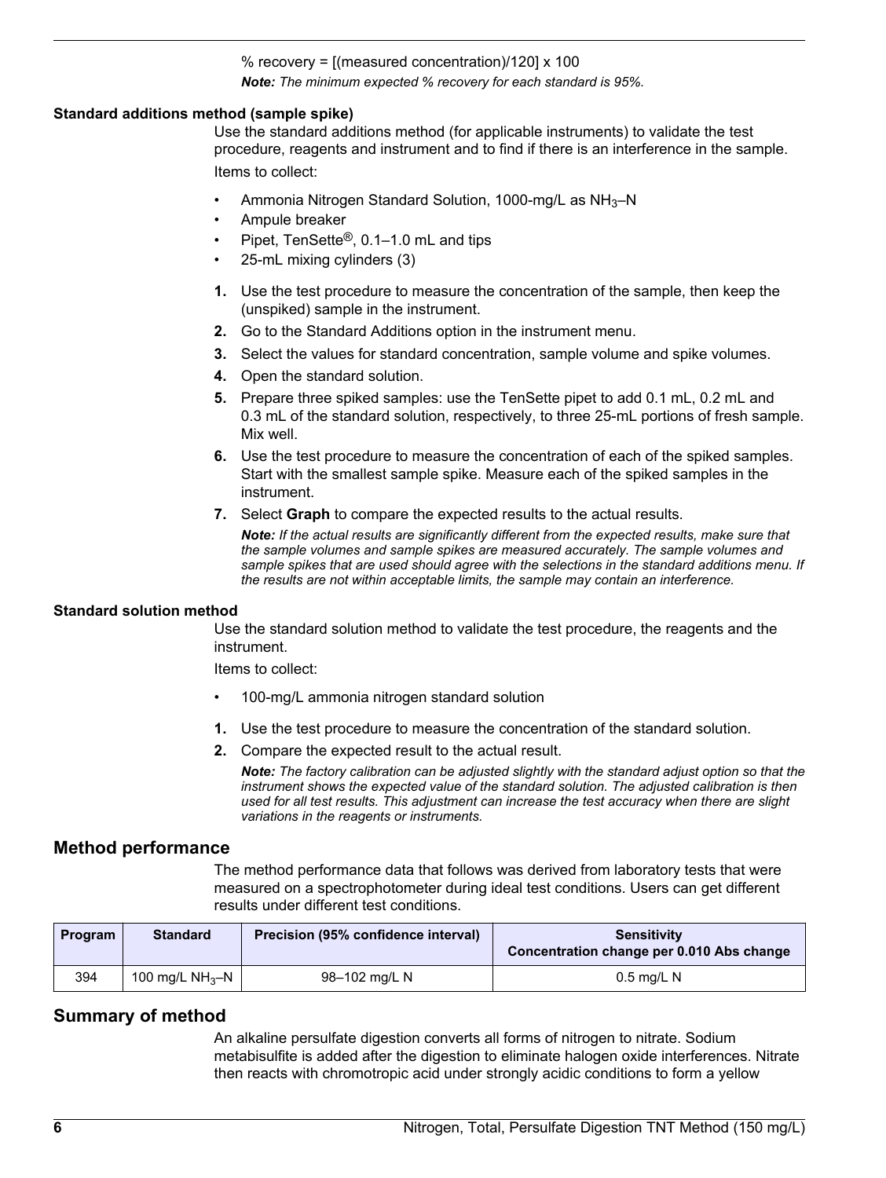% recovery = [(measured concentration)/120] x 100

***Note:*** *The minimum expected % recovery for each standard is 95%.*

**Standard additions method (sample spike)**

Use the standard additions method (for applicable instruments) to validate the test procedure, reagents and instrument and to find if there is an interference in the sample.

Items to collect:

- Ammonia Nitrogen Standard Solution, 1000-mg/L as $NH_3$–N
- Ampule breaker
- Pipet, TenSette®, 0.1–1.0 mL and tips
- 25-mL mixing cylinders (3)

1. Use the test procedure to measure the concentration of the sample, then keep the (unspiked) sample in the instrument.
2. Go to the Standard Additions option in the instrument menu.
3. Select the values for standard concentration, sample volume and spike volumes.
4. Open the standard solution.
5. Prepare three spiked samples: use the TenSette pipet to add 0.1 mL, 0.2 mL and 0.3 mL of the standard solution, respectively, to three 25-mL portions of fresh sample. Mix well.
6. Use the test procedure to measure the concentration of each of the spiked samples. Start with the smallest sample spike. Measure each of the spiked samples in the instrument.
7. Select **Graph** to compare the expected results to the actual results.

   ***Note:*** *If the actual results are significantly different from the expected results, make sure that the sample volumes and sample spikes are measured accurately. The sample volumes and sample spikes that are used should agree with the selections in the standard additions menu. If the results are not within acceptable limits, the sample may contain an interference.*

**Standard solution method**

Use the standard solution method to validate the test procedure, the reagents and the instrument.

Items to collect:

- 100-mg/L ammonia nitrogen standard solution

1. Use the test procedure to measure the concentration of the standard solution.
2. Compare the expected result to the actual result.

   ***Note:*** *The factory calibration can be adjusted slightly with the standard adjust option so that the instrument shows the expected value of the standard solution. The adjusted calibration is then used for all test results. This adjustment can increase the test accuracy when there are slight variations in the reagents or instruments.*

## Method performance

The method performance data that follows was derived from laboratory tests that were measured on a spectrophotometer during ideal test conditions. Users can get different results under different test conditions.

| Program | Standard | Precision (95% confidence interval) | Sensitivity Concentration change per 0.010 Abs change |
|---|---|---|---|
| 394 | 100 mg/L $NH_3$–N | 98–102 mg/L N | 0.5 mg/L N |

## Summary of method

An alkaline persulfate digestion converts all forms of nitrogen to nitrate. Sodium metabisulfite is added after the digestion to eliminate halogen oxide interferences. Nitrate then reacts with chromotropic acid under strongly acidic conditions to form a yellow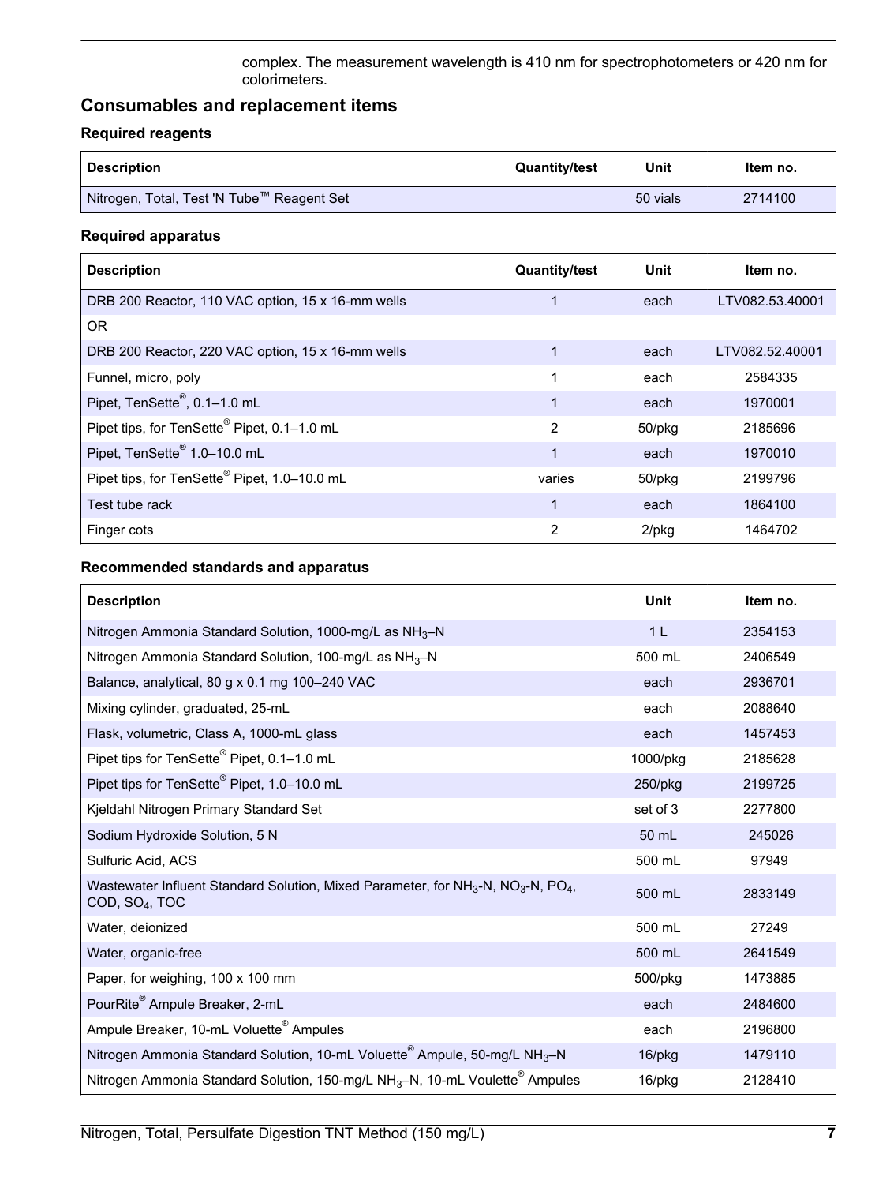complex. The measurement wavelength is 410 nm for spectrophotometers or 420 nm for colorimeters.

## Consumables and replacement items

### Required reagents

| Description | Quantity/test | Unit | Item no. |
|---|---|---|---|
| Nitrogen, Total, Test 'N Tube™ Reagent Set | | 50 vials | 2714100 |

### Required apparatus

| Description | Quantity/test | Unit | Item no. |
|---|---|---|---|
| DRB 200 Reactor, 110 VAC option, 15 x 16-mm wells | 1 | each | LTV082.53.40001 |
| OR | | | |
| DRB 200 Reactor, 220 VAC option, 15 x 16-mm wells | 1 | each | LTV082.52.40001 |
| Funnel, micro, poly | 1 | each | 2584335 |
| Pipet, TenSette®, 0.1–1.0 mL | 1 | each | 1970001 |
| Pipet tips, for TenSette® Pipet, 0.1–1.0 mL | 2 | 50/pkg | 2185696 |
| Pipet, TenSette® 1.0–10.0 mL | 1 | each | 1970010 |
| Pipet tips, for TenSette® Pipet, 1.0–10.0 mL | varies | 50/pkg | 2199796 |
| Test tube rack | 1 | each | 1864100 |
| Finger cots | 2 | 2/pkg | 1464702 |

### Recommended standards and apparatus

| Description | Unit | Item no. |
|---|---|---|
| Nitrogen Ammonia Standard Solution, 1000-mg/L as $NH_3$–N | 1 L | 2354153 |
| Nitrogen Ammonia Standard Solution, 100-mg/L as $NH_3$–N | 500 mL | 2406549 |
| Balance, analytical, 80 g x 0.1 mg 100–240 VAC | each | 2936701 |
| Mixing cylinder, graduated, 25-mL | each | 2088640 |
| Flask, volumetric, Class A, 1000-mL glass | each | 1457453 |
| Pipet tips for TenSette® Pipet, 0.1–1.0 mL | 1000/pkg | 2185628 |
| Pipet tips for TenSette® Pipet, 1.0–10.0 mL | 250/pkg | 2199725 |
| Kjeldahl Nitrogen Primary Standard Set | set of 3 | 2277800 |
| Sodium Hydroxide Solution, 5 N | 50 mL | 245026 |
| Sulfuric Acid, ACS | 500 mL | 97949 |
| Wastewater Influent Standard Solution, Mixed Parameter, for $NH_3$-N, $NO_3$-N, $PO_4$, COD, $SO_4$, TOC | 500 mL | 2833149 |
| Water, deionized | 500 mL | 27249 |
| Water, organic-free | 500 mL | 2641549 |
| Paper, for weighing, 100 x 100 mm | 500/pkg | 1473885 |
| PourRite® Ampule Breaker, 2-mL | each | 2484600 |
| Ampule Breaker, 10-mL Voluette® Ampules | each | 2196800 |
| Nitrogen Ammonia Standard Solution, 10-mL Voluette® Ampule, 50-mg/L $NH_3$–N | 16/pkg | 1479110 |
| Nitrogen Ammonia Standard Solution, 150-mg/L $NH_3$–N, 10-mL Voulette® Ampules | 16/pkg | 2128410 |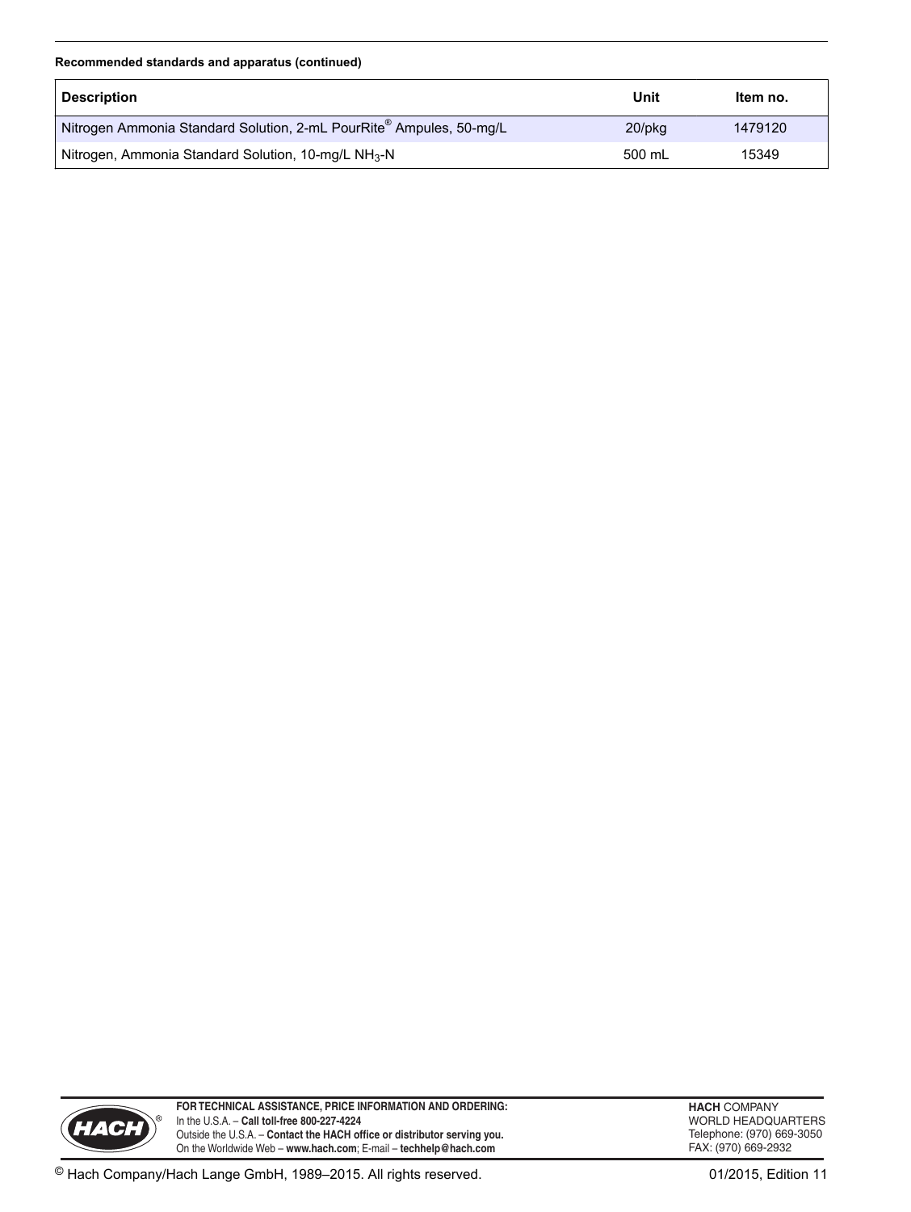**Recommended standards and apparatus (continued)**

| Description | Unit | Item no. |
| --- | --- | --- |
| Nitrogen Ammonia Standard Solution, 2-mL PourRite® Ampules, 50-mg/L | 20/pkg | 1479120 |
| Nitrogen, Ammonia Standard Solution, 10-mg/L $NH_3$-N | 500 mL | 15349 |

**FOR TECHNICAL ASSISTANCE, PRICE INFORMATION AND ORDERING:**
In the U.S.A. – **Call toll-free 800-227-4224**
Outside the U.S.A. – **Contact the HACH office or distributor serving you.**
On the Worldwide Web – **www.hach.com**; E-mail – **techhelp@hach.com**

**HACH** COMPANY
WORLD HEADQUARTERS
Telephone: (970) 669-3050
FAX: (970) 669-2932

© Hach Company/Hach Lange GmbH, 1989–2015. All rights reserved.

01/2015, Edition 11